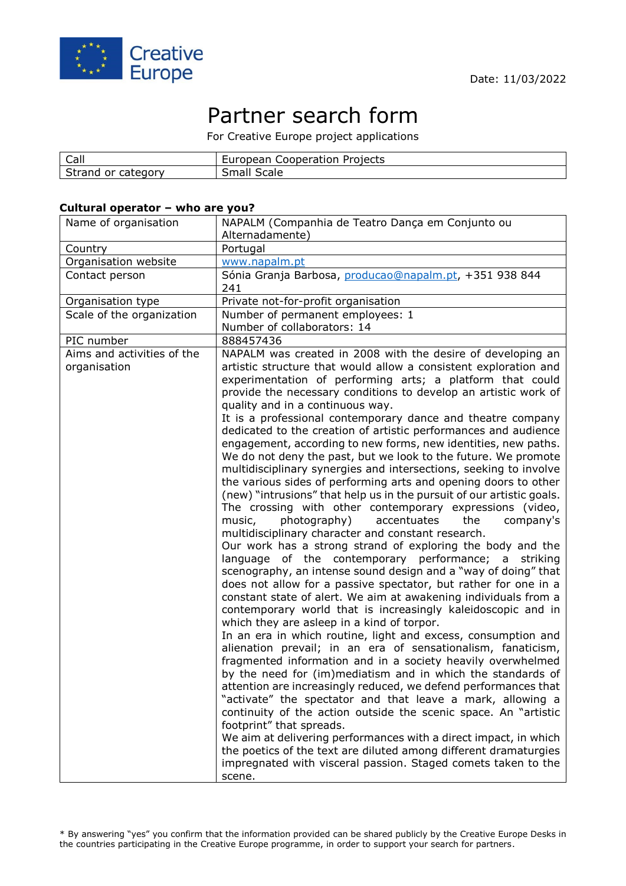Date: 11/03/2022

# Partner search form

For Creative Europe project applications

| Call | European Cooperation Projects |
|---|---|
| Strand or category | Small Scale |

**Cultural operator – who are you?**

| Name of organisation | NAPALM (Companhia de Teatro Dança em Conjunto ou Alternadamente) |
|---|---|
| Country | Portugal |
| Organisation website | www.napalm.pt |
| Contact person | Sónia Granja Barbosa, producao@napalm.pt, +351 938 844 241 |
| Organisation type | Private not-for-profit organisation |
| Scale of the organization | Number of permanent employees: 1<br>Number of collaborators: 14 |
| PIC number | 888457436 |
| Aims and activities of the organisation | NAPALM was created in 2008 with the desire of developing an artistic structure that would allow a consistent exploration and experimentation of performing arts; a platform that could provide the necessary conditions to develop an artistic work of quality and in a continuous way.<br>It is a professional contemporary dance and theatre company dedicated to the creation of artistic performances and audience engagement, according to new forms, new identities, new paths. We do not deny the past, but we look to the future. We promote multidisciplinary synergies and intersections, seeking to involve the various sides of performing arts and opening doors to other (new) "intrusions" that help us in the pursuit of our artistic goals. The crossing with other contemporary expressions (video, music, photography) accentuates the company's multidisciplinary character and constant research.<br>Our work has a strong strand of exploring the body and the language of the contemporary performance; a striking scenography, an intense sound design and a "way of doing" that does not allow for a passive spectator, but rather for one in a constant state of alert. We aim at awakening individuals from a contemporary world that is increasingly kaleidoscopic and in which they are asleep in a kind of torpor.<br>In an era in which routine, light and excess, consumption and alienation prevail; in an era of sensationalism, fanaticism, fragmented information and in a society heavily overwhelmed by the need for (im)mediatism and in which the standards of attention are increasingly reduced, we defend performances that "activate" the spectator and that leave a mark, allowing a continuity of the action outside the scenic space. An "artistic footprint" that spreads.<br>We aim at delivering performances with a direct impact, in which the poetics of the text are diluted among different dramaturgies impregnated with visceral passion. Staged comets taken to the scene. |

* By answering "yes" you confirm that the information provided can be shared publicly by the Creative Europe Desks in the countries participating in the Creative Europe programme, in order to support your search for partners.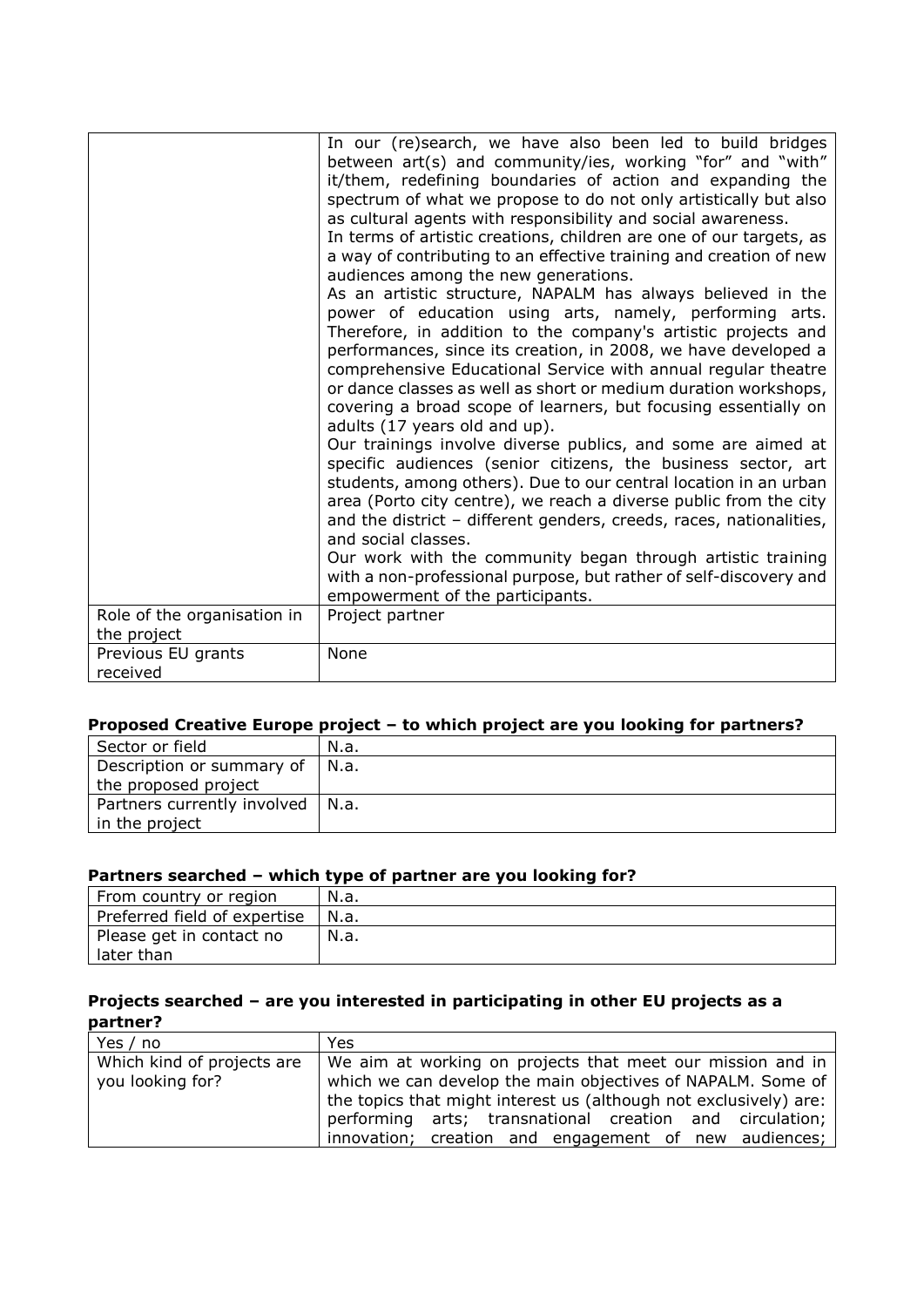| | |
|---|---|
| | In our (re)search, we have also been led to build bridges between art(s) and community/ies, working "for" and "with" it/them, redefining boundaries of action and expanding the spectrum of what we propose to do not only artistically but also as cultural agents with responsibility and social awareness.<br>In terms of artistic creations, children are one of our targets, as a way of contributing to an effective training and creation of new audiences among the new generations.<br>As an artistic structure, NAPALM has always believed in the power of education using arts, namely, performing arts. Therefore, in addition to the company's artistic projects and performances, since its creation, in 2008, we have developed a comprehensive Educational Service with annual regular theatre or dance classes as well as short or medium duration workshops, covering a broad scope of learners, but focusing essentially on adults (17 years old and up).<br>Our trainings involve diverse publics, and some are aimed at specific audiences (senior citizens, the business sector, art students, among others). Due to our central location in an urban area (Porto city centre), we reach a diverse public from the city and the district – different genders, creeds, races, nationalities, and social classes.<br>Our work with the community began through artistic training with a non-professional purpose, but rather of self-discovery and empowerment of the participants. |
| Role of the organisation in the project | Project partner |
| Previous EU grants received | None |

**Proposed Creative Europe project – to which project are you looking for partners?**

| | |
|---|---|
| Sector or field | N.a. |
| Description or summary of the proposed project | N.a. |
| Partners currently involved in the project | N.a. |

**Partners searched – which type of partner are you looking for?**

| | |
|---|---|
| From country or region | N.a. |
| Preferred field of expertise | N.a. |
| Please get in contact no later than | N.a. |

**Projects searched – are you interested in participating in other EU projects as a partner?**

| | |
|---|---|
| Yes / no | Yes |
| Which kind of projects are you looking for? | We aim at working on projects that meet our mission and in which we can develop the main objectives of NAPALM. Some of the topics that might interest us (although not exclusively) are: performing arts; transnational creation and circulation; innovation; creation and engagement of new audiences; |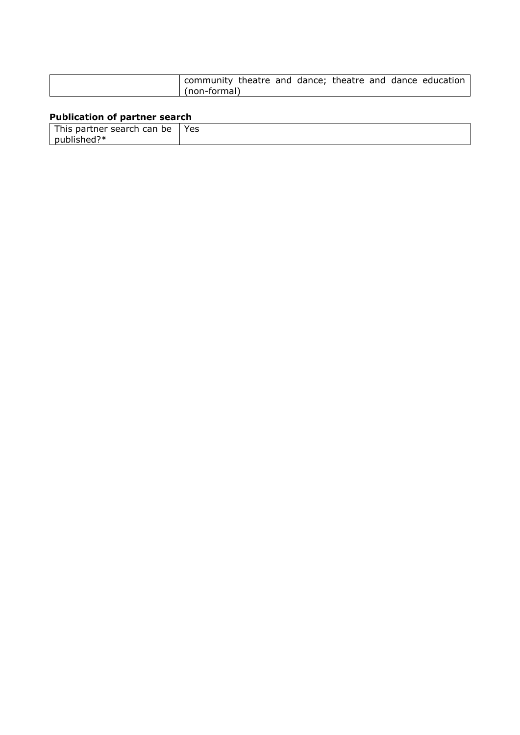| | |
|---|---|
| | community theatre and dance; theatre and dance education (non-formal) |

**Publication of partner search**

| | |
|---|---|
| This partner search can be published?* | Yes |